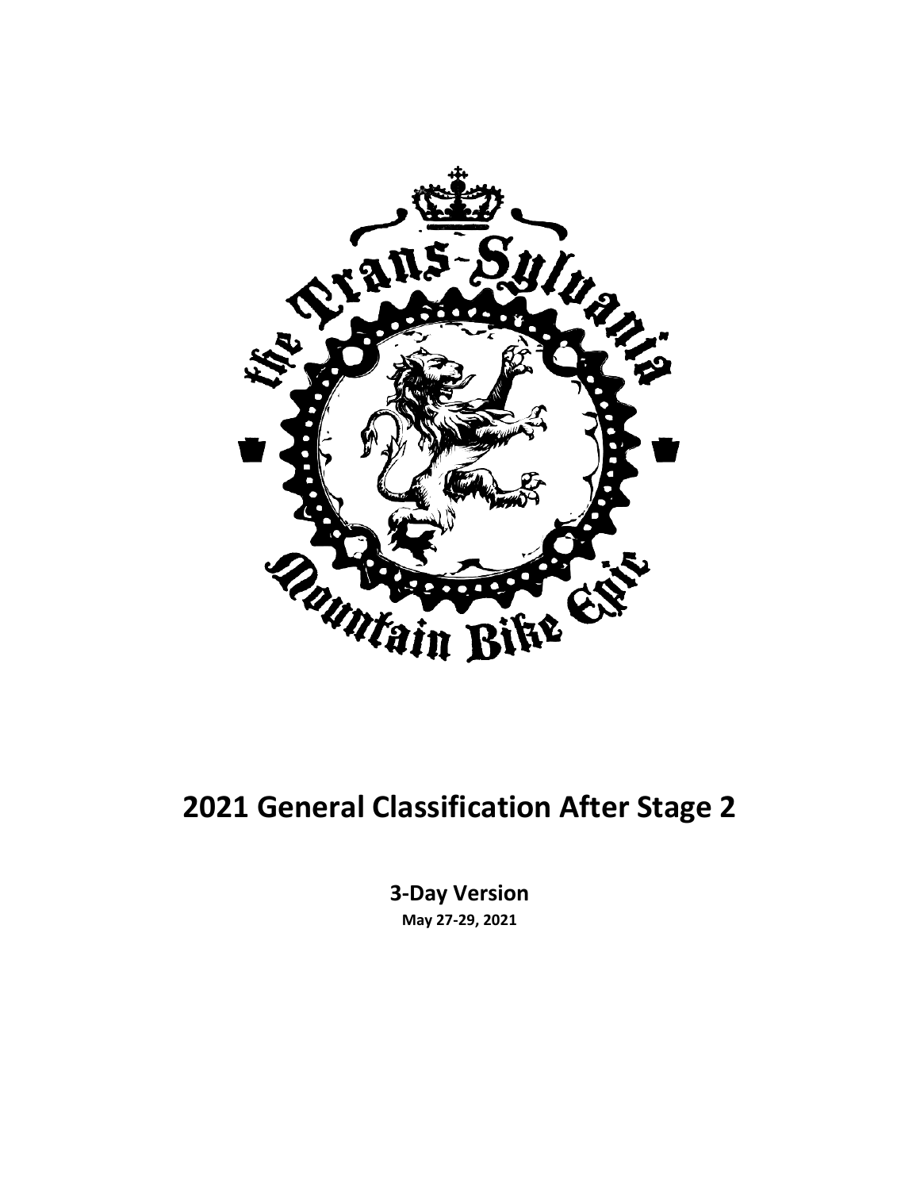# 2021 General Classification After Stage 2

**3-Day Version**

**May 27-29, 2021**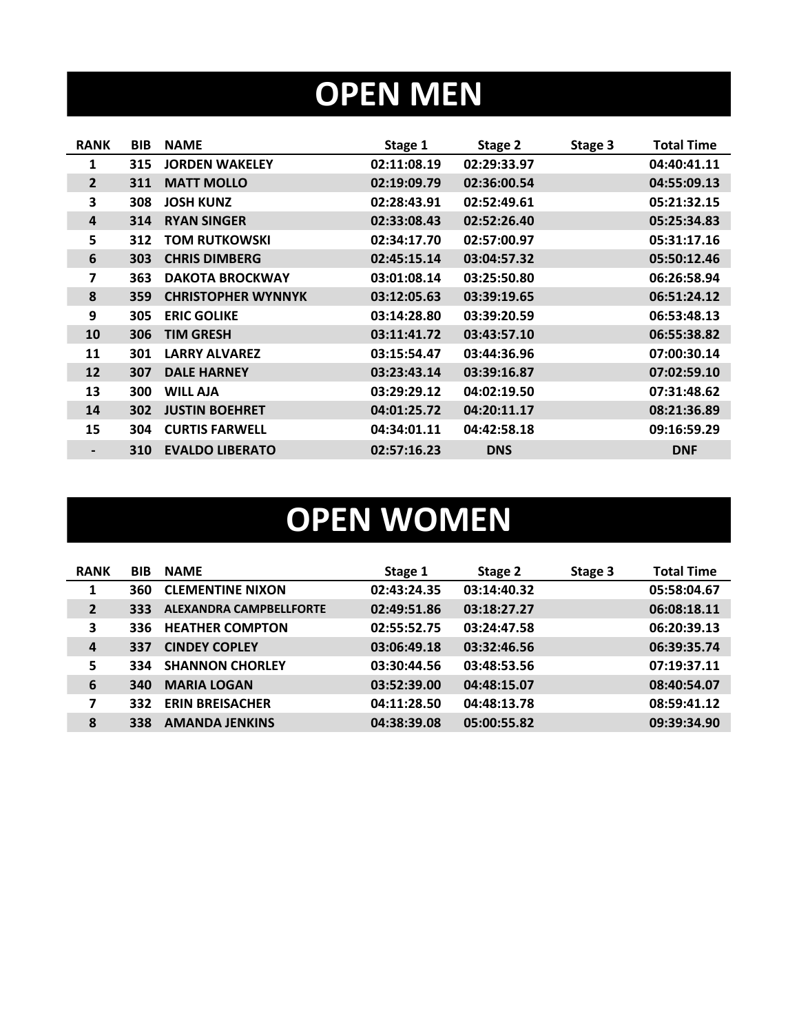# OPEN MEN

| RANK | BIB | NAME | Stage 1 | Stage 2 | Stage 3 | Total Time |
|---|---|---|---|---|---|---|
| 1 | 315 | JORDEN WAKELEY | 02:11:08.19 | 02:29:33.97 | | 04:40:41.11 |
| 2 | 311 | MATT MOLLO | 02:19:09.79 | 02:36:00.54 | | 04:55:09.13 |
| 3 | 308 | JOSH KUNZ | 02:28:43.91 | 02:52:49.61 | | 05:21:32.15 |
| 4 | 314 | RYAN SINGER | 02:33:08.43 | 02:52:26.40 | | 05:25:34.83 |
| 5 | 312 | TOM RUTKOWSKI | 02:34:17.70 | 02:57:00.97 | | 05:31:17.16 |
| 6 | 303 | CHRIS DIMBERG | 02:45:15.14 | 03:04:57.32 | | 05:50:12.46 |
| 7 | 363 | DAKOTA BROCKWAY | 03:01:08.14 | 03:25:50.80 | | 06:26:58.94 |
| 8 | 359 | CHRISTOPHER WYNNYK | 03:12:05.63 | 03:39:19.65 | | 06:51:24.12 |
| 9 | 305 | ERIC GOLIKE | 03:14:28.80 | 03:39:20.59 | | 06:53:48.13 |
| 10 | 306 | TIM GRESH | 03:11:41.72 | 03:43:57.10 | | 06:55:38.82 |
| 11 | 301 | LARRY ALVAREZ | 03:15:54.47 | 03:44:36.96 | | 07:00:30.14 |
| 12 | 307 | DALE HARNEY | 03:23:43.14 | 03:39:16.87 | | 07:02:59.10 |
| 13 | 300 | WILL AJA | 03:29:29.12 | 04:02:19.50 | | 07:31:48.62 |
| 14 | 302 | JUSTIN BOEHRET | 04:01:25.72 | 04:20:11.17 | | 08:21:36.89 |
| 15 | 304 | CURTIS FARWELL | 04:34:01.11 | 04:42:58.18 | | 09:16:59.29 |
| - | 310 | EVALDO LIBERATO | 02:57:16.23 | DNS | | DNF |

# OPEN WOMEN

| RANK | BIB | NAME | Stage 1 | Stage 2 | Stage 3 | Total Time |
|---|---|---|---|---|---|---|
| 1 | 360 | CLEMENTINE NIXON | 02:43:24.35 | 03:14:40.32 | | 05:58:04.67 |
| 2 | 333 | ALEXANDRA CAMPBELLFORTE | 02:49:51.86 | 03:18:27.27 | | 06:08:18.11 |
| 3 | 336 | HEATHER COMPTON | 02:55:52.75 | 03:24:47.58 | | 06:20:39.13 |
| 4 | 337 | CINDEY COPLEY | 03:06:49.18 | 03:32:46.56 | | 06:39:35.74 |
| 5 | 334 | SHANNON CHORLEY | 03:30:44.56 | 03:48:53.56 | | 07:19:37.11 |
| 6 | 340 | MARIA LOGAN | 03:52:39.00 | 04:48:15.07 | | 08:40:54.07 |
| 7 | 332 | ERIN BREISACHER | 04:11:28.50 | 04:48:13.78 | | 08:59:41.12 |
| 8 | 338 | AMANDA JENKINS | 04:38:39.08 | 05:00:55.82 | | 09:39:34.90 |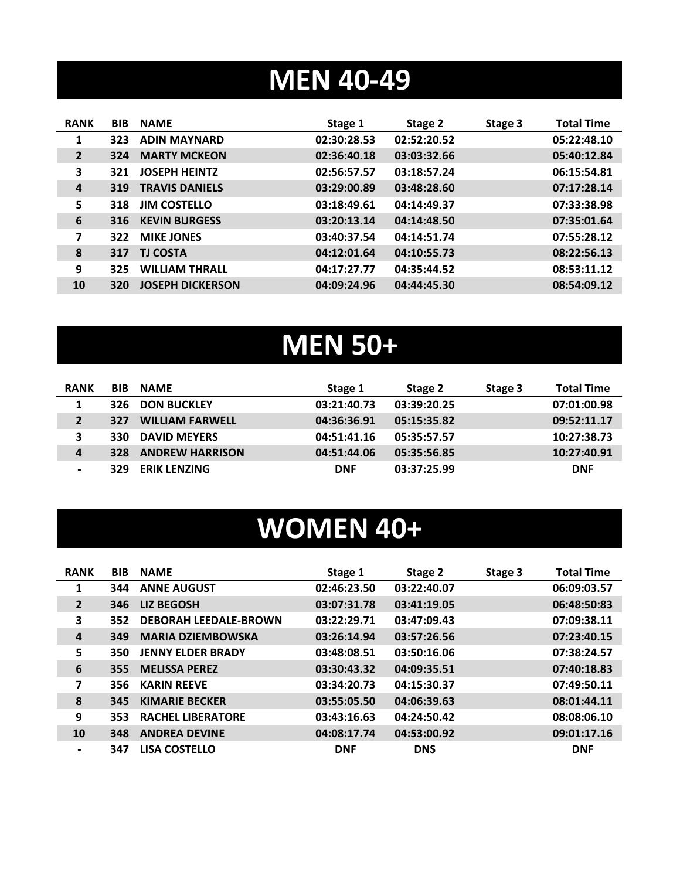# MEN 40-49

| RANK | BIB | NAME | Stage 1 | Stage 2 | Stage 3 | Total Time |
|---|---|---|---|---|---|---|
| 1 | 323 | ADIN MAYNARD | 02:30:28.53 | 02:52:20.52 | | 05:22:48.10 |
| 2 | 324 | MARTY MCKEON | 02:36:40.18 | 03:03:32.66 | | 05:40:12.84 |
| 3 | 321 | JOSEPH HEINTZ | 02:56:57.57 | 03:18:57.24 | | 06:15:54.81 |
| 4 | 319 | TRAVIS DANIELS | 03:29:00.89 | 03:48:28.60 | | 07:17:28.14 |
| 5 | 318 | JIM COSTELLO | 03:18:49.61 | 04:14:49.37 | | 07:33:38.98 |
| 6 | 316 | KEVIN BURGESS | 03:20:13.14 | 04:14:48.50 | | 07:35:01.64 |
| 7 | 322 | MIKE JONES | 03:40:37.54 | 04:14:51.74 | | 07:55:28.12 |
| 8 | 317 | TJ COSTA | 04:12:01.64 | 04:10:55.73 | | 08:22:56.13 |
| 9 | 325 | WILLIAM THRALL | 04:17:27.77 | 04:35:44.52 | | 08:53:11.12 |
| 10 | 320 | JOSEPH DICKERSON | 04:09:24.96 | 04:44:45.30 | | 08:54:09.12 |

# MEN 50+

| RANK | BIB | NAME | Stage 1 | Stage 2 | Stage 3 | Total Time |
|---|---|---|---|---|---|---|
| 1 | 326 | DON BUCKLEY | 03:21:40.73 | 03:39:20.25 | | 07:01:00.98 |
| 2 | 327 | WILLIAM FARWELL | 04:36:36.91 | 05:15:35.82 | | 09:52:11.17 |
| 3 | 330 | DAVID MEYERS | 04:51:41.16 | 05:35:57.57 | | 10:27:38.73 |
| 4 | 328 | ANDREW HARRISON | 04:51:44.06 | 05:35:56.85 | | 10:27:40.91 |
| - | 329 | ERIK LENZING | DNF | 03:37:25.99 | | DNF |

# WOMEN 40+

| RANK | BIB | NAME | Stage 1 | Stage 2 | Stage 3 | Total Time |
|---|---|---|---|---|---|---|
| 1 | 344 | ANNE AUGUST | 02:46:23.50 | 03:22:40.07 | | 06:09:03.57 |
| 2 | 346 | LIZ BEGOSH | 03:07:31.78 | 03:41:19.05 | | 06:48:50.83 |
| 3 | 352 | DEBORAH LEEDALE-BROWN | 03:22:29.71 | 03:47:09.43 | | 07:09:38.11 |
| 4 | 349 | MARIA DZIEMBOWSKA | 03:26:14.94 | 03:57:26.56 | | 07:23:40.15 |
| 5 | 350 | JENNY ELDER BRADY | 03:48:08.51 | 03:50:16.06 | | 07:38:24.57 |
| 6 | 355 | MELISSA PEREZ | 03:30:43.32 | 04:09:35.51 | | 07:40:18.83 |
| 7 | 356 | KARIN REEVE | 03:34:20.73 | 04:15:30.37 | | 07:49:50.11 |
| 8 | 345 | KIMARIE BECKER | 03:55:05.50 | 04:06:39.63 | | 08:01:44.11 |
| 9 | 353 | RACHEL LIBERATORE | 03:43:16.63 | 04:24:50.42 | | 08:08:06.10 |
| 10 | 348 | ANDREA DEVINE | 04:08:17.74 | 04:53:00.92 | | 09:01:17.16 |
| - | 347 | LISA COSTELLO | DNF | DNS | | DNF |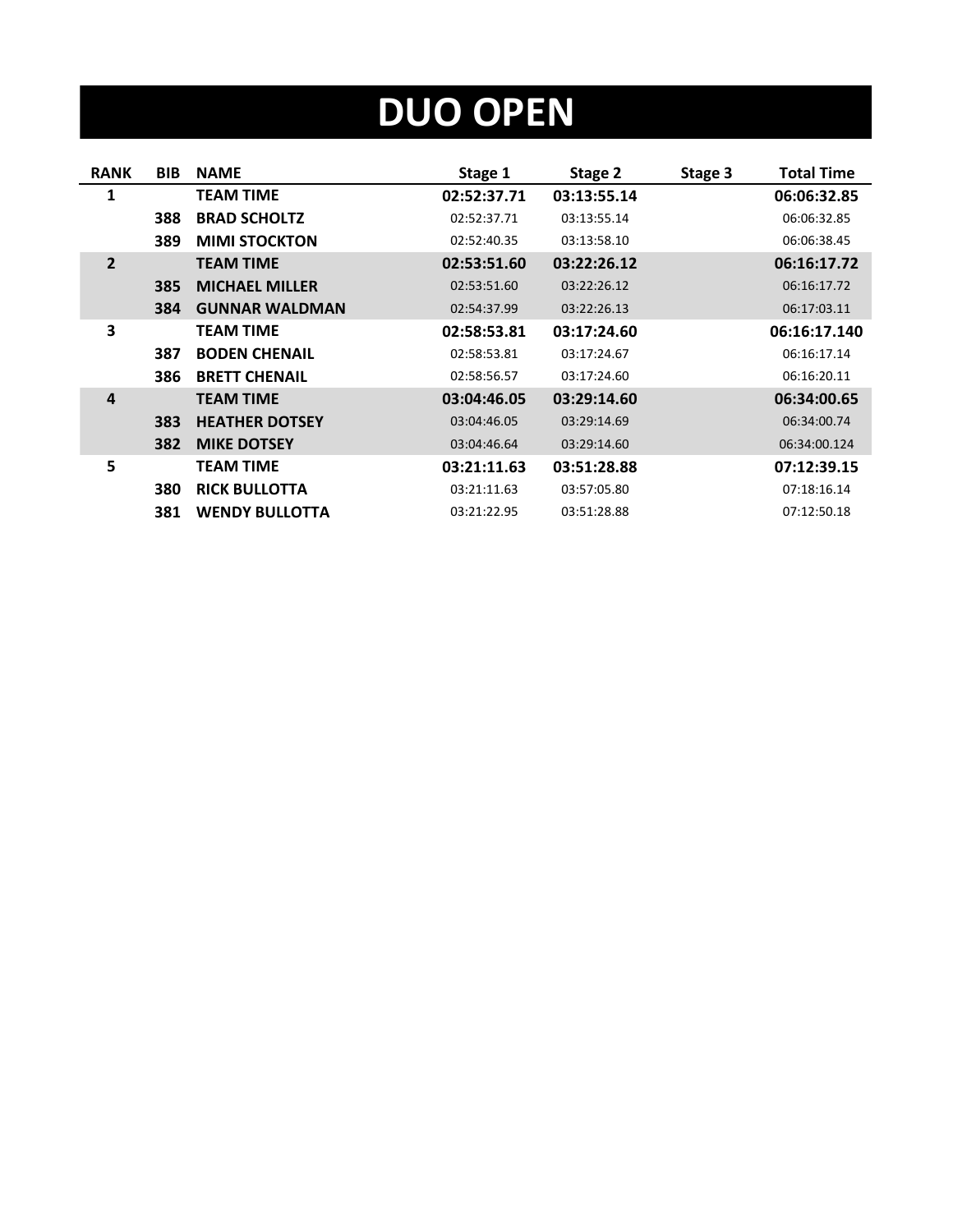# DUO OPEN

| RANK | BIB | NAME | Stage 1 | Stage 2 | Stage 3 | Total Time |
|---|---|---|---|---|---|---|
| 1 | | **TEAM TIME** | **02:52:37.71** | **03:13:55.14** | | **06:06:32.85** |
| | 388 | **BRAD SCHOLTZ** | 02:52:37.71 | 03:13:55.14 | | 06:06:32.85 |
| | 389 | **MIMI STOCKTON** | 02:52:40.35 | 03:13:58.10 | | 06:06:38.45 |
| 2 | | **TEAM TIME** | **02:53:51.60** | **03:22:26.12** | | **06:16:17.72** |
| | 385 | **MICHAEL MILLER** | 02:53:51.60 | 03:22:26.12 | | 06:16:17.72 |
| | 384 | **GUNNAR WALDMAN** | 02:54:37.99 | 03:22:26.13 | | 06:17:03.11 |
| 3 | | **TEAM TIME** | **02:58:53.81** | **03:17:24.60** | | **06:16:17.140** |
| | 387 | **BODEN CHENAIL** | 02:58:53.81 | 03:17:24.67 | | 06:16:17.14 |
| | 386 | **BRETT CHENAIL** | 02:58:56.57 | 03:17:24.60 | | 06:16:20.11 |
| 4 | | **TEAM TIME** | **03:04:46.05** | **03:29:14.60** | | **06:34:00.65** |
| | 383 | **HEATHER DOTSEY** | 03:04:46.05 | 03:29:14.69 | | 06:34:00.74 |
| | 382 | **MIKE DOTSEY** | 03:04:46.64 | 03:29:14.60 | | 06:34:00.124 |
| 5 | | **TEAM TIME** | **03:21:11.63** | **03:51:28.88** | | **07:12:39.15** |
| | 380 | **RICK BULLOTTA** | 03:21:11.63 | 03:57:05.80 | | 07:18:16.14 |
| | 381 | **WENDY BULLOTTA** | 03:21:22.95 | 03:51:28.88 | | 07:12:50.18 |